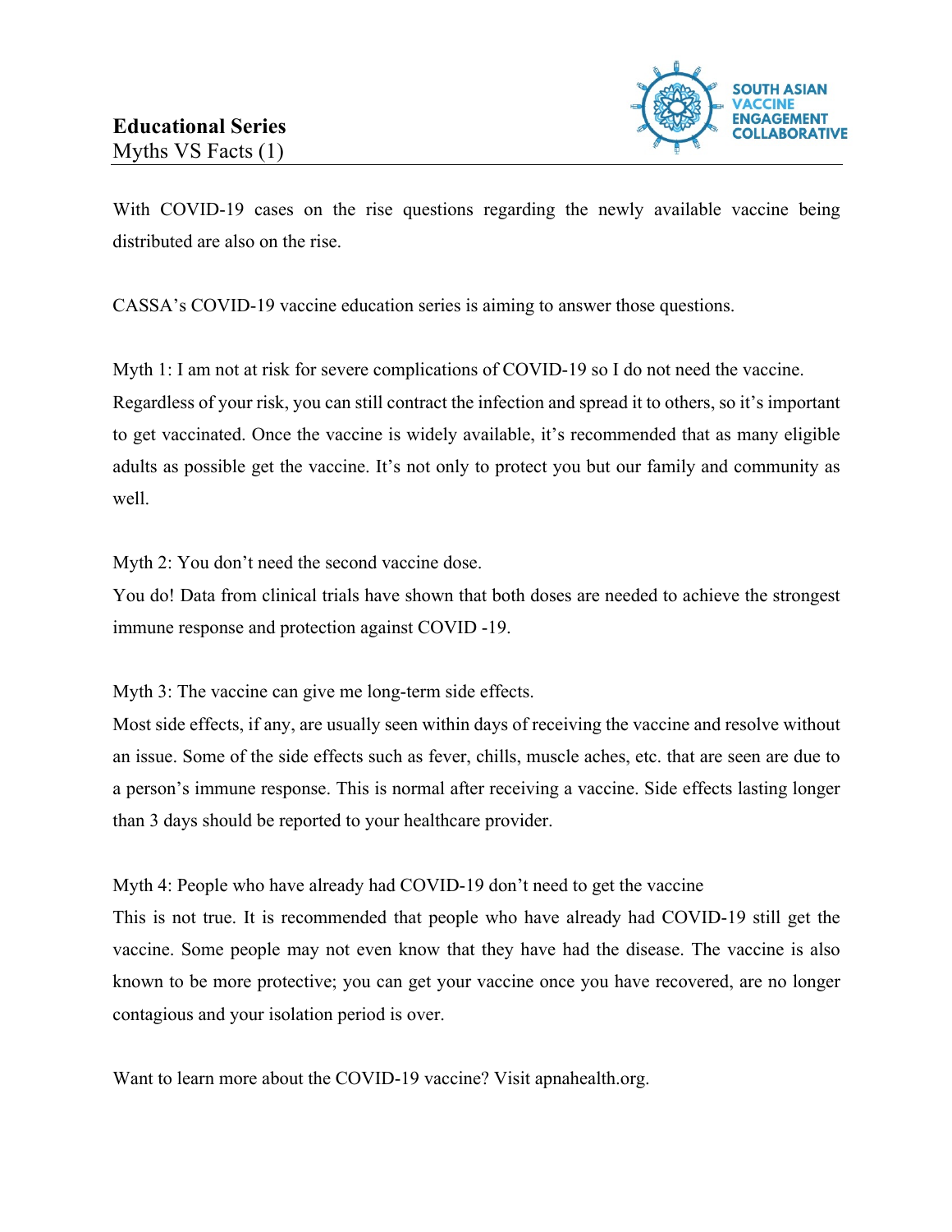**Educational Series**
Myths VS Facts (1)

SOUTH ASIAN VACCINE ENGAGEMENT COLLABORATIVE

With COVID-19 cases on the rise questions regarding the newly available vaccine being distributed are also on the rise.

CASSA's COVID-19 vaccine education series is aiming to answer those questions.

Myth 1: I am not at risk for severe complications of COVID-19 so I do not need the vaccine.
Regardless of your risk, you can still contract the infection and spread it to others, so it's important to get vaccinated. Once the vaccine is widely available, it's recommended that as many eligible adults as possible get the vaccine. It's not only to protect you but our family and community as well.

Myth 2: You don't need the second vaccine dose.
You do! Data from clinical trials have shown that both doses are needed to achieve the strongest immune response and protection against COVID -19.

Myth 3: The vaccine can give me long-term side effects.
Most side effects, if any, are usually seen within days of receiving the vaccine and resolve without an issue. Some of the side effects such as fever, chills, muscle aches, etc. that are seen are due to a person's immune response. This is normal after receiving a vaccine. Side effects lasting longer than 3 days should be reported to your healthcare provider.

Myth 4: People who have already had COVID-19 don't need to get the vaccine
This is not true. It is recommended that people who have already had COVID-19 still get the vaccine. Some people may not even know that they have had the disease. The vaccine is also known to be more protective; you can get your vaccine once you have recovered, are no longer contagious and your isolation period is over.

Want to learn more about the COVID-19 vaccine? Visit apnahealth.org.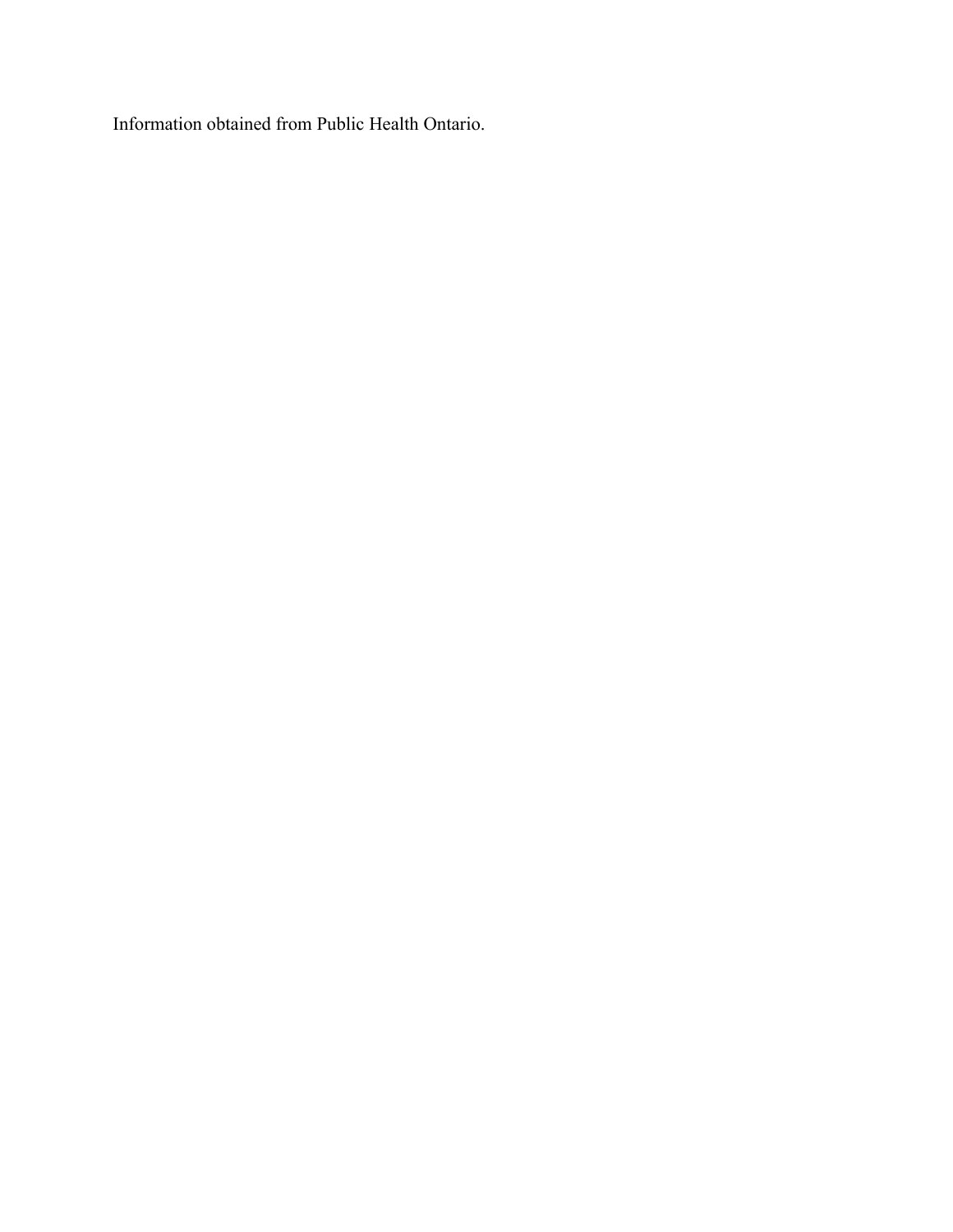Information obtained from Public Health Ontario.